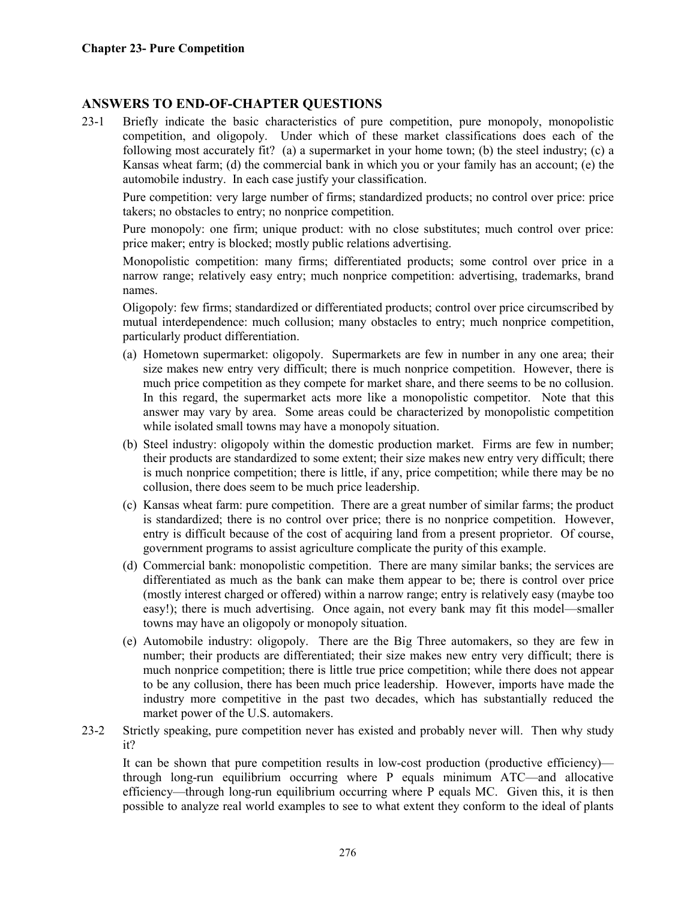**Chapter 23- Pure Competition**

## ANSWERS TO END-OF-CHAPTER QUESTIONS

23-1 Briefly indicate the basic characteristics of pure competition, pure monopoly, monopolistic competition, and oligopoly. Under which of these market classifications does each of the following most accurately fit? (a) a supermarket in your home town; (b) the steel industry; (c) a Kansas wheat farm; (d) the commercial bank in which you or your family has an account; (e) the automobile industry. In each case justify your classification.

Pure competition: very large number of firms; standardized products; no control over price: price takers; no obstacles to entry; no nonprice competition.

Pure monopoly: one firm; unique product: with no close substitutes; much control over price: price maker; entry is blocked; mostly public relations advertising.

Monopolistic competition: many firms; differentiated products; some control over price in a narrow range; relatively easy entry; much nonprice competition: advertising, trademarks, brand names.

Oligopoly: few firms; standardized or differentiated products; control over price circumscribed by mutual interdependence: much collusion; many obstacles to entry; much nonprice competition, particularly product differentiation.

(a) Hometown supermarket: oligopoly. Supermarkets are few in number in any one area; their size makes new entry very difficult; there is much nonprice competition. However, there is much price competition as they compete for market share, and there seems to be no collusion. In this regard, the supermarket acts more like a monopolistic competitor. Note that this answer may vary by area. Some areas could be characterized by monopolistic competition while isolated small towns may have a monopoly situation.

(b) Steel industry: oligopoly within the domestic production market. Firms are few in number; their products are standardized to some extent; their size makes new entry very difficult; there is much nonprice competition; there is little, if any, price competition; while there may be no collusion, there does seem to be much price leadership.

(c) Kansas wheat farm: pure competition. There are a great number of similar farms; the product is standardized; there is no control over price; there is no nonprice competition. However, entry is difficult because of the cost of acquiring land from a present proprietor. Of course, government programs to assist agriculture complicate the purity of this example.

(d) Commercial bank: monopolistic competition. There are many similar banks; the services are differentiated as much as the bank can make them appear to be; there is control over price (mostly interest charged or offered) within a narrow range; entry is relatively easy (maybe too easy!); there is much advertising. Once again, not every bank may fit this model—smaller towns may have an oligopoly or monopoly situation.

(e) Automobile industry: oligopoly. There are the Big Three automakers, so they are few in number; their products are differentiated; their size makes new entry very difficult; there is much nonprice competition; there is little true price competition; while there does not appear to be any collusion, there has been much price leadership. However, imports have made the industry more competitive in the past two decades, which has substantially reduced the market power of the U.S. automakers.

23-2 Strictly speaking, pure competition never has existed and probably never will. Then why study it?

It can be shown that pure competition results in low-cost production (productive efficiency)—through long-run equilibrium occurring where P equals minimum ATC—and allocative efficiency—through long-run equilibrium occurring where P equals MC. Given this, it is then possible to analyze real world examples to see to what extent they conform to the ideal of plants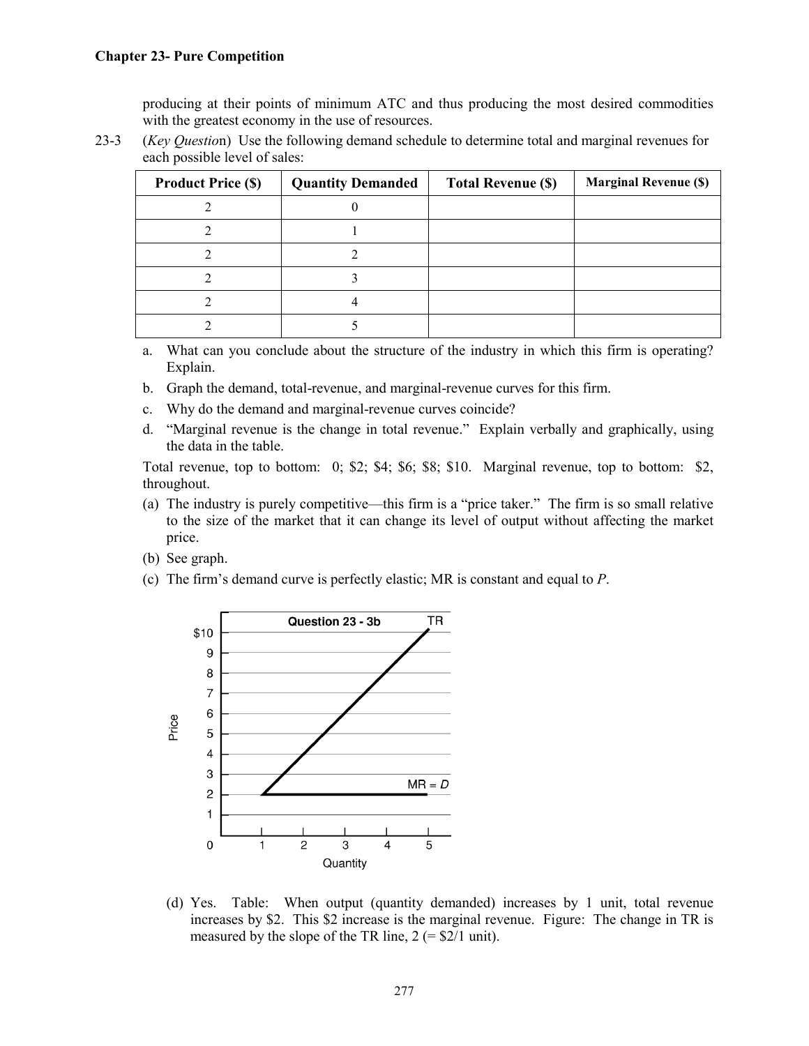producing at their points of minimum ATC and thus producing the most desired commodities with the greatest economy in the use of resources.

23-3 (*Key Question*) Use the following demand schedule to determine total and marginal revenues for each possible level of sales:

| Product Price ($) | Quantity Demanded | Total Revenue ($) | Marginal Revenue ($) |
|---|---|---|---|
| 2 | 0 | | |
| 2 | 1 | | |
| 2 | 2 | | |
| 2 | 3 | | |
| 2 | 4 | | |
| 2 | 5 | | |

a. What can you conclude about the structure of the industry in which this firm is operating? Explain.

b. Graph the demand, total-revenue, and marginal-revenue curves for this firm.

c. Why do the demand and marginal-revenue curves coincide?

d. "Marginal revenue is the change in total revenue." Explain verbally and graphically, using the data in the table.

Total revenue, top to bottom: 0; $2; $4; $6; $8; $10. Marginal revenue, top to bottom: $2, throughout.

(a) The industry is purely competitive—this firm is a "price taker." The firm is so small relative to the size of the market that it can change its level of output without affecting the market price.

(b) See graph.

(c) The firm's demand curve is perfectly elastic; MR is constant and equal to $P$.

Question 23 - 3b

(d) Yes. Table: When output (quantity demanded) increases by 1 unit, total revenue increases by $2. This $2 increase is the marginal revenue. Figure: The change in TR is measured by the slope of the TR line, 2 (= $2/1 unit).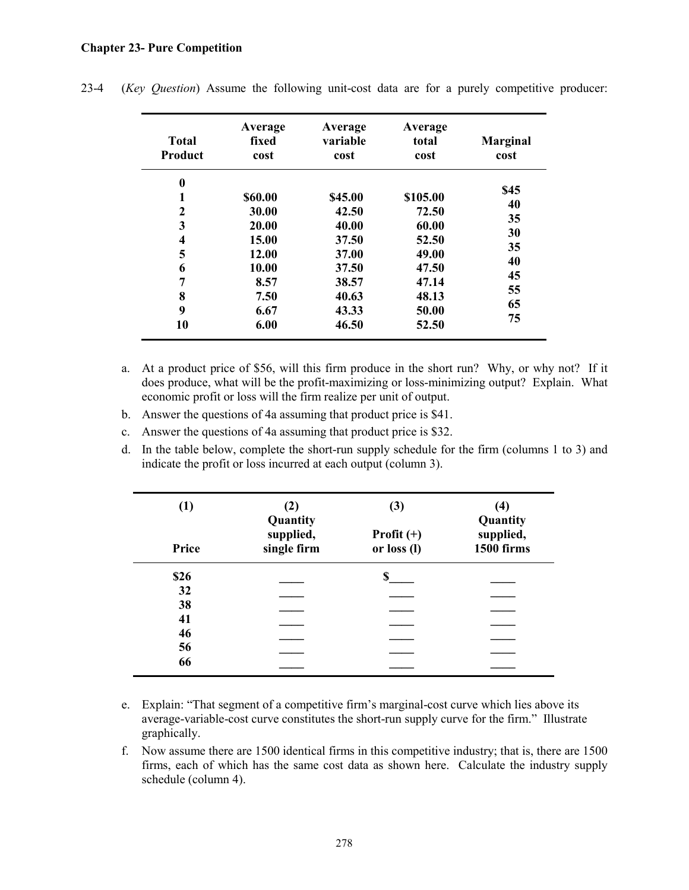**Chapter 23- Pure Competition**

23-4 (*Key Question*) Assume the following unit-cost data are for a purely competitive producer:

| Total Product | Average fixed cost | Average variable cost | Average total cost | Marginal cost |
|---|---|---|---|---|
| 0 | | | | |
| 1 | \$60.00 | \$45.00 | \$105.00 | \$45 |
| 2 | 30.00 | 42.50 | 72.50 | 40 |
| 3 | 20.00 | 40.00 | 60.00 | 35 |
| 4 | 15.00 | 37.50 | 52.50 | 30 |
| 5 | 12.00 | 37.00 | 49.00 | 35 |
| 6 | 10.00 | 37.50 | 47.50 | 40 |
| 7 | 8.57 | 38.57 | 47.14 | 45 |
| 8 | 7.50 | 40.63 | 48.13 | 55 |
| 9 | 6.67 | 43.33 | 50.00 | 65 |
| 10 | 6.00 | 46.50 | 52.50 | 75 |

a. At a product price of \$56, will this firm produce in the short run? Why, or why not? If it does produce, what will be the profit-maximizing or loss-minimizing output? Explain. What economic profit or loss will the firm realize per unit of output.

b. Answer the questions of 4a assuming that product price is \$41.

c. Answer the questions of 4a assuming that product price is \$32.

d. In the table below, complete the short-run supply schedule for the firm (columns 1 to 3) and indicate the profit or loss incurred at each output (column 3).

| (1) Price | (2) Quantity supplied, single firm | (3) Profit (+) or loss (l) | (4) Quantity supplied, 1500 firms |
|---|---|---|---|
| \$26 | ____ | \$____ | ____ |
| 32 | ____ | ____ | ____ |
| 38 | ____ | ____ | ____ |
| 41 | ____ | ____ | ____ |
| 46 | ____ | ____ | ____ |
| 56 | ____ | ____ | ____ |
| 66 | ____ | ____ | ____ |

e. Explain: "That segment of a competitive firm's marginal-cost curve which lies above its average-variable-cost curve constitutes the short-run supply curve for the firm." Illustrate graphically.

f. Now assume there are 1500 identical firms in this competitive industry; that is, there are 1500 firms, each of which has the same cost data as shown here. Calculate the industry supply schedule (column 4).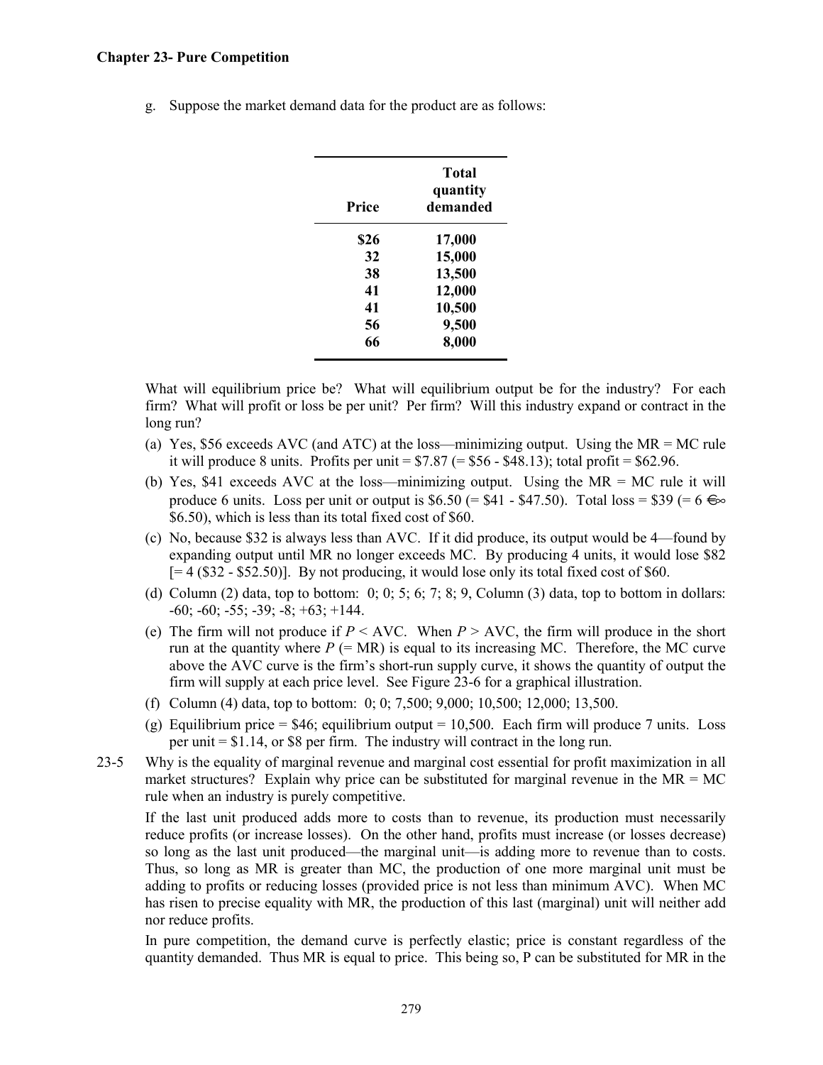g. Suppose the market demand data for the product are as follows:

| Price | Total quantity demanded |
|---|---|
| $26 | 17,000 |
| 32 | 15,000 |
| 38 | 13,500 |
| 41 | 12,000 |
| 41 | 10,500 |
| 56 | 9,500 |
| 66 | 8,000 |

What will equilibrium price be? What will equilibrium output be for the industry? For each firm? What will profit or loss be per unit? Per firm? Will this industry expand or contract in the long run?

(a) Yes, $56 exceeds AVC (and ATC) at the loss—minimizing output. Using the MR = MC rule it will produce 8 units. Profits per unit = $7.87 (= $56 - $48.13); total profit = $62.96.

(b) Yes, $41 exceeds AVC at the loss—minimizing output. Using the MR = MC rule it will produce 6 units. Loss per unit or output is $6.50 (= $41 - $47.50). Total loss = $39 (= 6 ⋲ $6.50), which is less than its total fixed cost of $60.

(c) No, because $32 is always less than AVC. If it did produce, its output would be 4—found by expanding output until MR no longer exceeds MC. By producing 4 units, it would lose $82 [= 4 ($32 - $52.50)]. By not producing, it would lose only its total fixed cost of $60.

(d) Column (2) data, top to bottom: 0; 0; 5; 6; 7; 8; 9, Column (3) data, top to bottom in dollars: -60; -60; -55; -39; -8; +63; +144.

(e) The firm will not produce if $P$ < AVC. When $P$ > AVC, the firm will produce in the short run at the quantity where $P$ (= MR) is equal to its increasing MC. Therefore, the MC curve above the AVC curve is the firm's short-run supply curve, it shows the quantity of output the firm will supply at each price level. See Figure 23-6 for a graphical illustration.

(f) Column (4) data, top to bottom: 0; 0; 7,500; 9,000; 10,500; 12,000; 13,500.

(g) Equilibrium price = $46; equilibrium output = 10,500. Each firm will produce 7 units. Loss per unit = $1.14, or $8 per firm. The industry will contract in the long run.

23-5 Why is the equality of marginal revenue and marginal cost essential for profit maximization in all market structures? Explain why price can be substituted for marginal revenue in the MR = MC rule when an industry is purely competitive.

If the last unit produced adds more to costs than to revenue, its production must necessarily reduce profits (or increase losses). On the other hand, profits must increase (or losses decrease) so long as the last unit produced—the marginal unit—is adding more to revenue than to costs. Thus, so long as MR is greater than MC, the production of one more marginal unit must be adding to profits or reducing losses (provided price is not less than minimum AVC). When MC has risen to precise equality with MR, the production of this last (marginal) unit will neither add nor reduce profits.

In pure competition, the demand curve is perfectly elastic; price is constant regardless of the quantity demanded. Thus MR is equal to price. This being so, P can be substituted for MR in the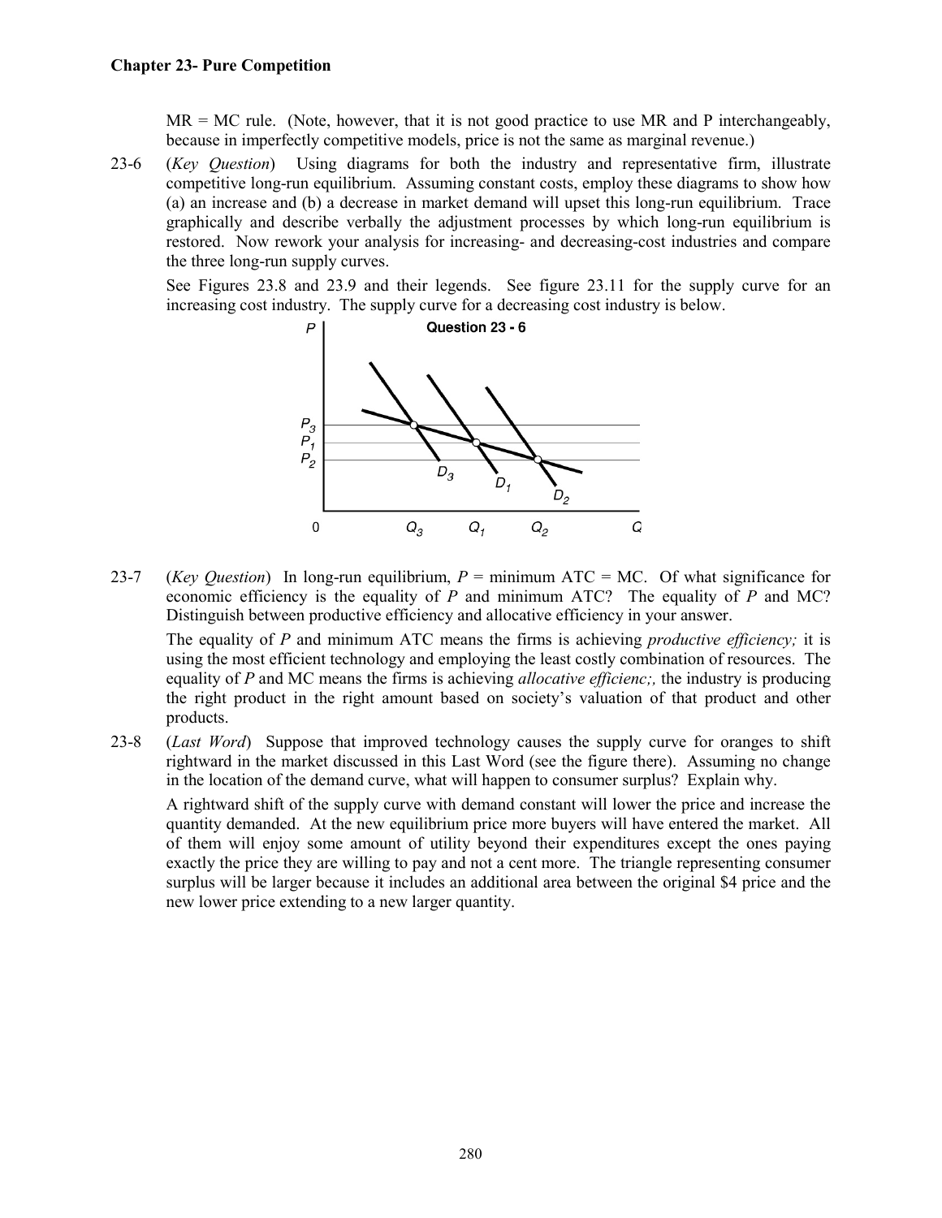MR = MC rule. (Note, however, that it is not good practice to use MR and P interchangeably, because in imperfectly competitive models, price is not the same as marginal revenue.)

23-6 (*Key Question*) Using diagrams for both the industry and representative firm, illustrate competitive long-run equilibrium. Assuming constant costs, employ these diagrams to show how (a) an increase and (b) a decrease in market demand will upset this long-run equilibrium. Trace graphically and describe verbally the adjustment processes by which long-run equilibrium is restored. Now rework your analysis for increasing- and decreasing-cost industries and compare the three long-run supply curves.

See Figures 23.8 and 23.9 and their legends. See figure 23.11 for the supply curve for an increasing cost industry. The supply curve for a decreasing cost industry is below.

Question 23 - 6

P

$P_3$

$P_1$

$P_2$

$D_3$

$D_1$

$D_2$

0

$Q_3$

$Q_1$

$Q_2$

Q

23-7 (*Key Question*) In long-run equilibrium, $P$ = minimum ATC = MC. Of what significance for economic efficiency is the equality of $P$ and minimum ATC? The equality of $P$ and MC? Distinguish between productive efficiency and allocative efficiency in your answer.

The equality of $P$ and minimum ATC means the firms is achieving *productive efficiency;* it is using the most efficient technology and employing the least costly combination of resources. The equality of $P$ and MC means the firms is achieving *allocative efficienc;,* the industry is producing the right product in the right amount based on society's valuation of that product and other products.

23-8 (*Last Word*) Suppose that improved technology causes the supply curve for oranges to shift rightward in the market discussed in this Last Word (see the figure there). Assuming no change in the location of the demand curve, what will happen to consumer surplus? Explain why.

A rightward shift of the supply curve with demand constant will lower the price and increase the quantity demanded. At the new equilibrium price more buyers will have entered the market. All of them will enjoy some amount of utility beyond their expenditures except the ones paying exactly the price they are willing to pay and not a cent more. The triangle representing consumer surplus will be larger because it includes an additional area between the original $4 price and the new lower price extending to a new larger quantity.